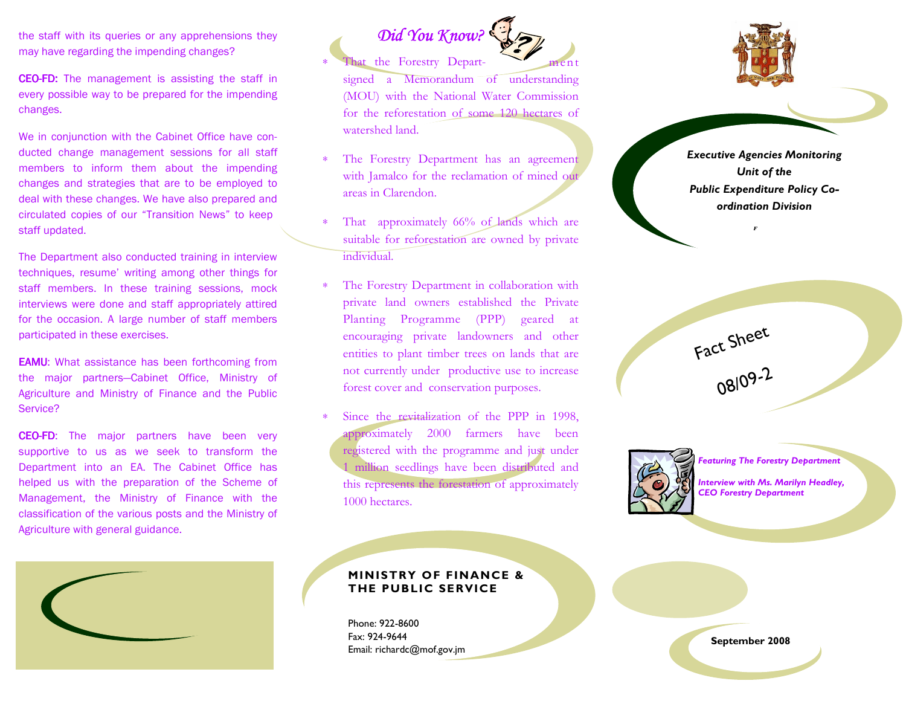the staff with its queries or any apprehensions they may have regarding the impending changes?

**CEO-FD:** The management is assisting the staff in every possible way to be prepared for the impending changes.

We in conjunction with the Cabinet Office have conducted change management sessions for all staff members to inform them about the impending changes and strategies that are to be employed to deal with these changes. We have also prepared and circulated copies of our "Transition News" to keep staff updated.

The Department also conducted training in interview techniques, resume' writing among other things for staff members. In these training sessions, mock interviews were done and staff appropriately attired for the occasion. A large number of staff members participated in these exercises.

**EAMU**: What assistance has been forthcoming from the major partners—Cabinet Office, Ministry of Agriculture and Ministry of Finance and the Public Service?

**CEO-FD**: The major partners have been very supportive to us as we seek to transform the Department into an EA. The Cabinet Office has helped us with the preparation of the Scheme of Management, the Ministry of Finance with the classification of the various posts and the Ministry of Agriculture with general guidance.

## *Did You Know?*

* That the Forestry Department signed a Memorandum of understanding (MOU) with the National Water Commission for the reforestation of some 120 hectares of watershed land.
* The Forestry Department has an agreement with Jamalco for the reclamation of mined out areas in Clarendon.
* That approximately 66% of lands which are suitable for reforestation are owned by private individual.
* The Forestry Department in collaboration with private land owners established the Private Planting Programme (PPP) geared at encouraging private landowners and other entities to plant timber trees on lands that are not currently under productive use to increase forest cover and conservation purposes.
* Since the revitalization of the PPP in 1998, approximately 2000 farmers have been registered with the programme and just under 1 million seedlings have been distributed and this represents the forestation of approximately 1000 hectares.

**MINISTRY OF FINANCE & THE PUBLIC SERVICE**

Phone: 922-8600
Fax: 924-9644
Email: richardc@mof.gov.jm

***Executive Agencies Monitoring Unit of the Public Expenditure Policy Co-ordination Division***

# Fact Sheet 08/09-2

*Featuring The Forestry Department*

*Interview with Ms. Marilyn Headley, CEO Forestry Department*

**September 2008**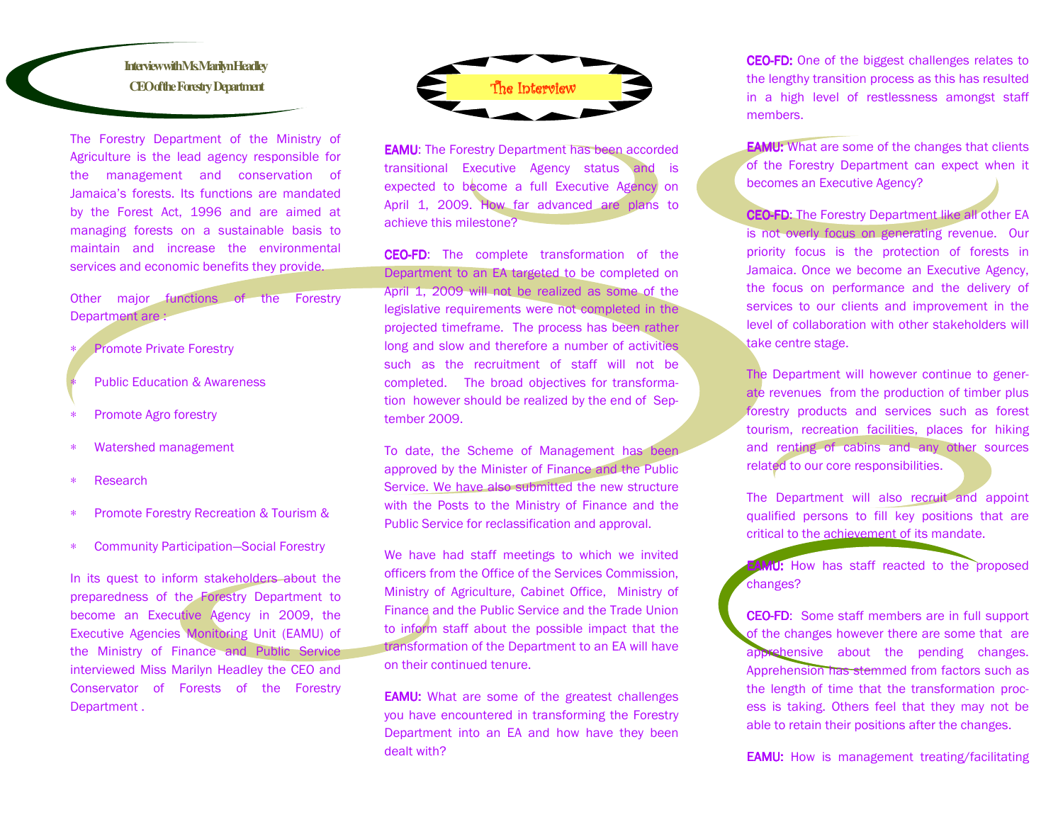## Interview with Ms. Marilyn Headley
## CEO of the Forestry Department

The Forestry Department of the Ministry of Agriculture is the lead agency responsible for the management and conservation of Jamaica's forests. Its functions are mandated by the Forest Act, 1996 and are aimed at managing forests on a sustainable basis to maintain and increase the environmental services and economic benefits they provide.

Other major functions of the Forestry Department are :

* Promote Private Forestry
* Public Education & Awareness
* Promote Agro forestry
* Watershed management
* Research
* Promote Forestry Recreation & Tourism &
* Community Participation—Social Forestry

In its quest to inform stakeholders about the preparedness of the Forestry Department to become an Executive Agency in 2009, the Executive Agencies Monitoring Unit (EAMU) of the Ministry of Finance and Public Service interviewed Miss Marilyn Headley the CEO and Conservator of Forests of the Forestry Department .

## The Interview

**EAMU**: The Forestry Department has been accorded transitional Executive Agency status and is expected to become a full Executive Agency on April 1, 2009. How far advanced are plans to achieve this milestone?

**CEO-FD**: The complete transformation of the Department to an EA targeted to be completed on April 1, 2009 will not be realized as some of the legislative requirements were not completed in the projected timeframe. The process has been rather long and slow and therefore a number of activities such as the recruitment of staff will not be completed. The broad objectives for transformation however should be realized by the end of September 2009.

To date, the Scheme of Management has been approved by the Minister of Finance and the Public Service. We have also submitted the new structure with the Posts to the Ministry of Finance and the Public Service for reclassification and approval.

We have had staff meetings to which we invited officers from the Office of the Services Commission, Ministry of Agriculture, Cabinet Office, Ministry of Finance and the Public Service and the Trade Union to inform staff about the possible impact that the transformation of the Department to an EA will have on their continued tenure.

**EAMU:** What are some of the greatest challenges you have encountered in transforming the Forestry Department into an EA and how have they been dealt with?

**CEO-FD:** One of the biggest challenges relates to the lengthy transition process as this has resulted in a high level of restlessness amongst staff members.

**EAMU:** What are some of the changes that clients of the Forestry Department can expect when it becomes an Executive Agency?

**CEO-FD**: The Forestry Department like all other EA is not overly focus on generating revenue. Our priority focus is the protection of forests in Jamaica. Once we become an Executive Agency, the focus on performance and the delivery of services to our clients and improvement in the level of collaboration with other stakeholders will take centre stage.

The Department will however continue to generate revenues from the production of timber plus forestry products and services such as forest tourism, recreation facilities, places for hiking and renting of cabins and any other sources related to our core responsibilities.

The Department will also recruit and appoint qualified persons to fill key positions that are critical to the achievement of its mandate.

**EAMU:** How has staff reacted to the proposed changes?

**CEO-FD**: Some staff members are in full support of the changes however there are some that are apprehensive about the pending changes. Apprehension has stemmed from factors such as the length of time that the transformation process is taking. Others feel that they may not be able to retain their positions after the changes.

**EAMU:** How is management treating/facilitating